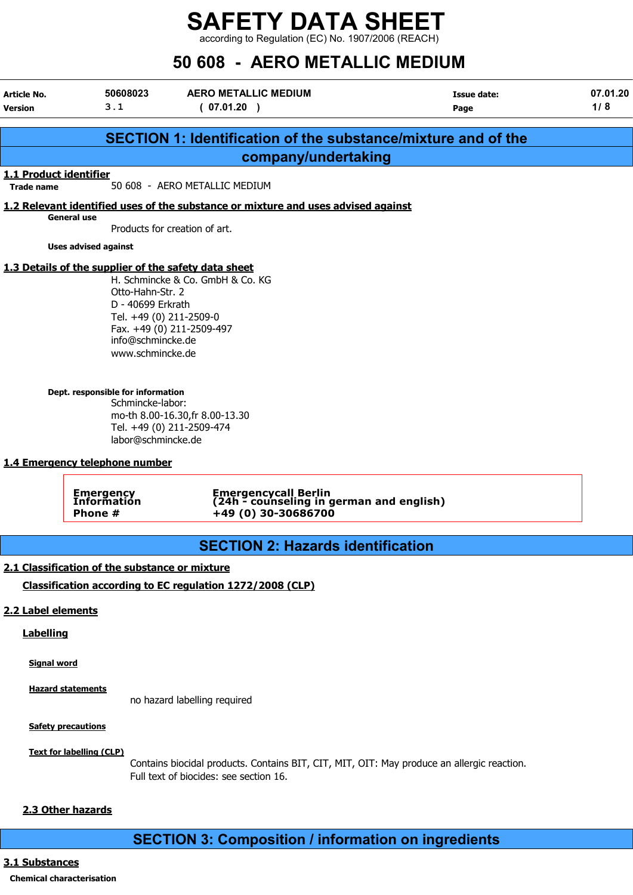# SAFETY DATA SHEET

according to Regulation (EC) No. 1907/2006 (REACH)

# 50 608 - AERO METALLIC MEDIUM

| Article No. | 50608023 | AERO METALLIC MEDIUM | Issue date: | 07.01.20 |
|---|---|---|---|---|
| Version | 3 . 1 | ( 07.01.20 ) | Page | 1/ 8 |

## SECTION 1: Identification of the substance/mixture and of the company/undertaking

### 1.1 Product identifier

**Trade name** 50 608 - AERO METALLIC MEDIUM

### 1.2 Relevant identified uses of the substance or mixture and uses advised against

**General use**

Products for creation of art.

**Uses advised against**

### 1.3 Details of the supplier of the safety data sheet

H. Schmincke & Co. GmbH & Co. KG
Otto-Hahn-Str. 2
D - 40699 Erkrath
Tel. +49 (0) 211-2509-0
Fax. +49 (0) 211-2509-497
info@schmincke.de
www.schmincke.de

**Dept. responsible for information**

Schmincke-labor:
mo-th 8.00-16.30,fr 8.00-13.30
Tel. +49 (0) 211-2509-474
labor@schmincke.de

### 1.4 Emergency telephone number

| | |
|---|---|
| **Emergency Information** | **Emergencycall Berlin (24h - counseling in german and english)** |
| **Phone #** | **+49 (0) 30-30686700** |

## SECTION 2: Hazards identification

### 2.1 Classification of the substance or mixture

**Classification according to EC regulation 1272/2008 (CLP)**

### 2.2 Label elements

**Labelling**

**Signal word**

**Hazard statements**

no hazard labelling required

**Safety precautions**

**Text for labelling (CLP)**

Contains biocidal products. Contains BIT, CIT, MIT, OIT: May produce an allergic reaction.
Full text of biocides: see section 16.

### 2.3 Other hazards

## SECTION 3: Composition / information on ingredients

### 3.1 Substances

**Chemical characterisation**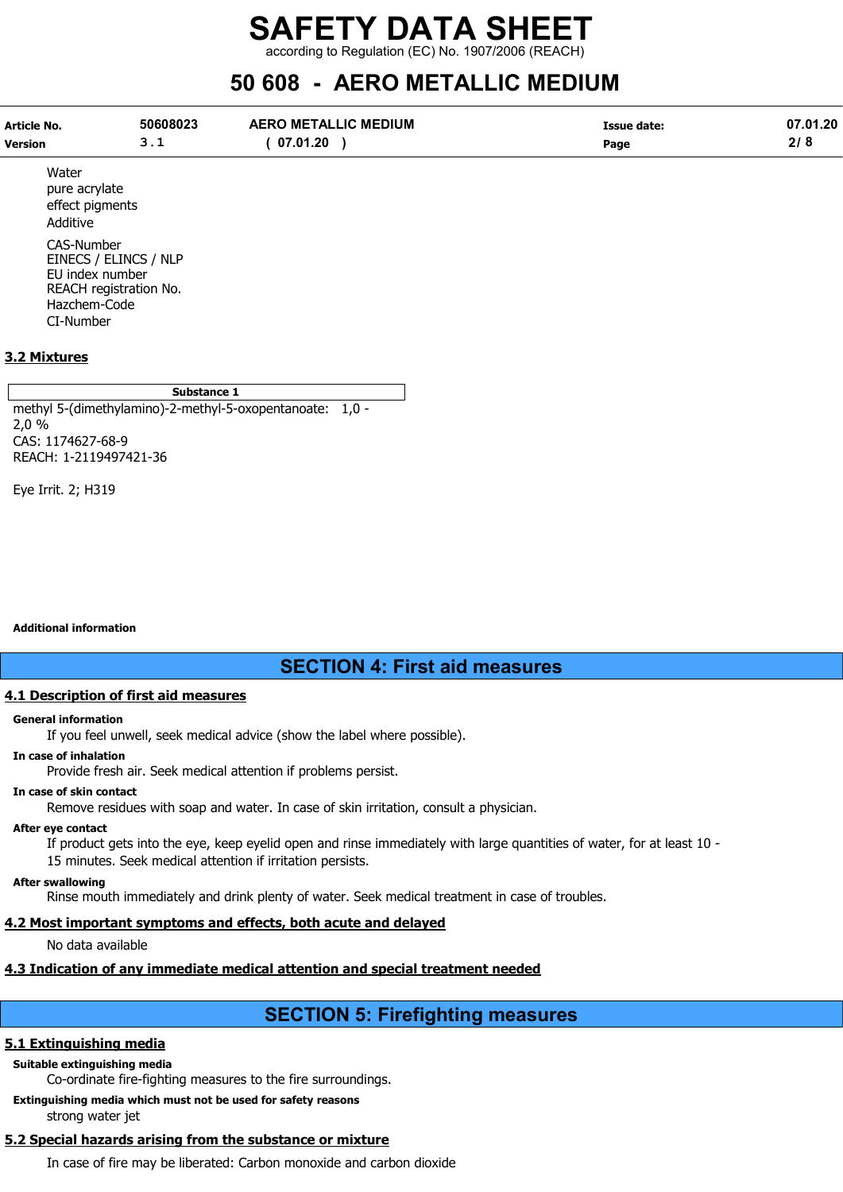Water
pure acrylate
effect pigments
Additive

CAS-Number
EINECS / ELINCS / NLP
EU index number
REACH registration No.
Hazchem-Code
CI-Number

## 3.2 Mixtures

| Substance 1 |
|---|
| methyl 5-(dimethylamino)-2-methyl-5-oxopentanoate: 1,0 - 2,0 %<br>CAS: 1174627-68-9<br>REACH: 1-2119497421-36<br><br>Eye Irrit. 2; H319 |

**Additional information**

# SECTION 4: First aid measures

## 4.1 Description of first aid measures

**General information**

If you feel unwell, seek medical advice (show the label where possible).

**In case of inhalation**

Provide fresh air. Seek medical attention if problems persist.

**In case of skin contact**

Remove residues with soap and water. In case of skin irritation, consult a physician.

**After eye contact**

If product gets into the eye, keep eyelid open and rinse immediately with large quantities of water, for at least 10 - 15 minutes. Seek medical attention if irritation persists.

**After swallowing**

Rinse mouth immediately and drink plenty of water. Seek medical treatment in case of troubles.

## 4.2 Most important symptoms and effects, both acute and delayed

No data available

## 4.3 Indication of any immediate medical attention and special treatment needed

# SECTION 5: Firefighting measures

## 5.1 Extinguishing media

**Suitable extinguishing media**

Co-ordinate fire-fighting measures to the fire surroundings.

**Extinguishing media which must not be used for safety reasons**

strong water jet

## 5.2 Special hazards arising from the substance or mixture

In case of fire may be liberated: Carbon monoxide and carbon dioxide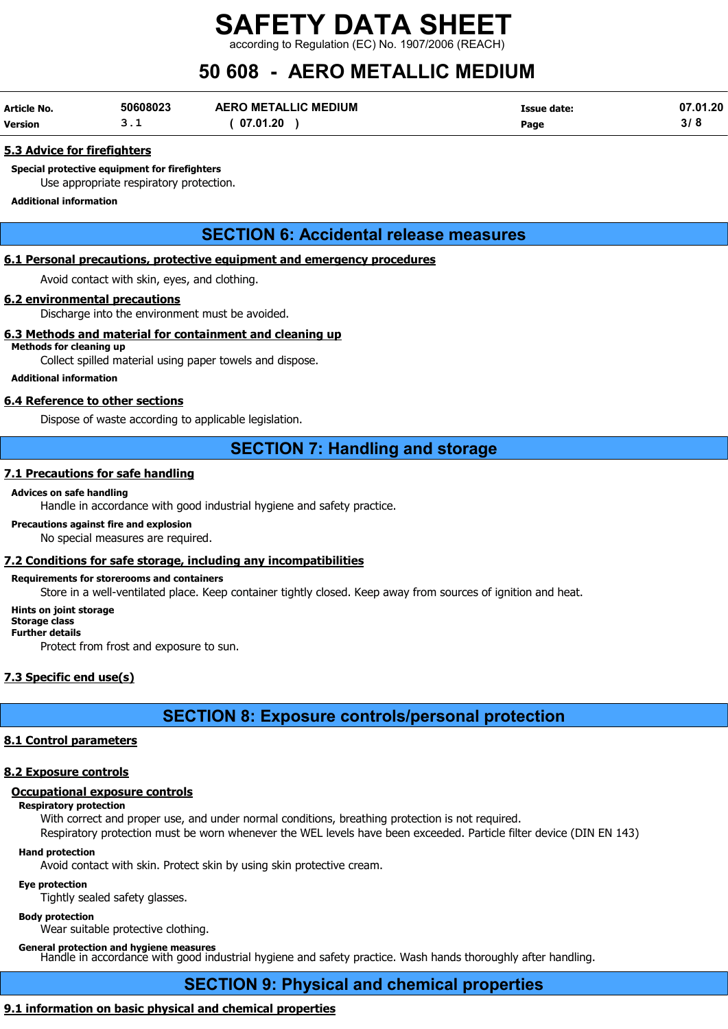### 5.3 Advice for firefighters

**Special protective equipment for firefighters**

Use appropriate respiratory protection.

**Additional information**

## SECTION 6: Accidental release measures

### 6.1 Personal precautions, protective equipment and emergency procedures

Avoid contact with skin, eyes, and clothing.

### 6.2 environmental precautions

Discharge into the environment must be avoided.

### 6.3 Methods and material for containment and cleaning up

**Methods for cleaning up**

Collect spilled material using paper towels and dispose.

**Additional information**

### 6.4 Reference to other sections

Dispose of waste according to applicable legislation.

## SECTION 7: Handling and storage

### 7.1 Precautions for safe handling

**Advices on safe handling**

Handle in accordance with good industrial hygiene and safety practice.

**Precautions against fire and explosion**

No special measures are required.

### 7.2 Conditions for safe storage, including any incompatibilities

**Requirements for storerooms and containers**

Store in a well-ventilated place. Keep container tightly closed. Keep away from sources of ignition and heat.

**Hints on joint storage**

**Storage class**

**Further details**

Protect from frost and exposure to sun.

### 7.3 Specific end use(s)

## SECTION 8: Exposure controls/personal protection

### 8.1 Control parameters

### 8.2 Exposure controls

#### Occupational exposure controls

**Respiratory protection**

With correct and proper use, and under normal conditions, breathing protection is not required.
Respiratory protection must be worn whenever the WEL levels have been exceeded. Particle filter device (DIN EN 143)

**Hand protection**

Avoid contact with skin. Protect skin by using skin protective cream.

**Eye protection**

Tightly sealed safety glasses.

**Body protection**

Wear suitable protective clothing.

**General protection and hygiene measures**

Handle in accordance with good industrial hygiene and safety practice. Wash hands thoroughly after handling.

## SECTION 9: Physical and chemical properties

### 9.1 information on basic physical and chemical properties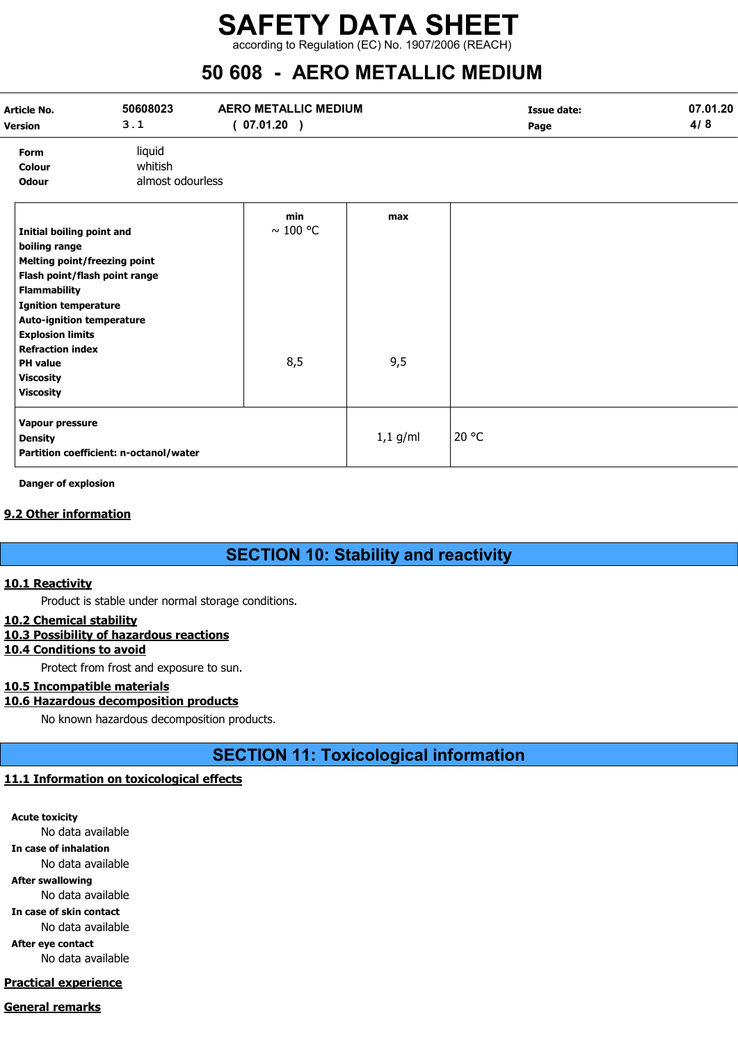| Form | liquid |
|---|---|
| Colour | whitish |
| Odour | almost odourless |

| | min | max | |
|---|---|---|---|
| **Initial boiling point and boiling range** | ~ 100 °C | | |
| **Melting point/freezing point** | | | |
| **Flash point/flash point range** | | | |
| **Flammability** | | | |
| **Ignition temperature** | | | |
| **Auto-ignition temperature** | | | |
| **Explosion limits** | | | |
| **Refraction index** | | | |
| **PH value** | 8,5 | 9,5 | |
| **Viscosity** | | | |
| **Viscosity** | | | |
| **Vapour pressure** | | | |
| **Density** | | 1,1 g/ml | 20 °C |
| **Partition coefficient: n-octanol/water** | | | |

**Danger of explosion**

### 9.2 Other information

## SECTION 10: Stability and reactivity

### 10.1 Reactivity

Product is stable under normal storage conditions.

### 10.2 Chemical stability

### 10.3 Possibility of hazardous reactions

### 10.4 Conditions to avoid

Protect from frost and exposure to sun.

### 10.5 Incompatible materials

### 10.6 Hazardous decomposition products

No known hazardous decomposition products.

## SECTION 11: Toxicological information

### 11.1 Information on toxicological effects

**Acute toxicity**

No data available

**In case of inhalation**

No data available

**After swallowing**

No data available

**In case of skin contact**

No data available

**After eye contact**

No data available

### Practical experience

### General remarks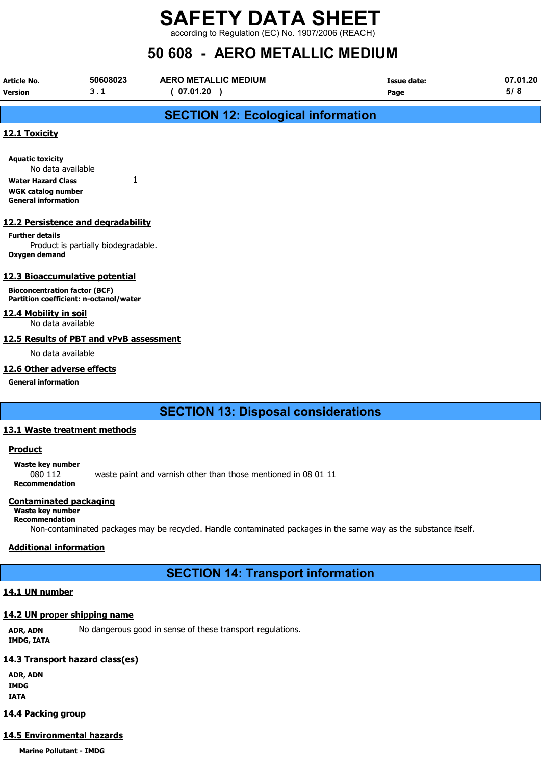## SECTION 12: Ecological information

### 12.1 Toxicity

**Aquatic toxicity**

No data available

**Water Hazard Class** 1

**WGK catalog number**

**General information**

### 12.2 Persistence and degradability

**Further details**

Product is partially biodegradable.

**Oxygen demand**

### 12.3 Bioaccumulative potential

**Bioconcentration factor (BCF)**

**Partition coefficient: n-octanol/water**

### 12.4 Mobility in soil

No data available

### 12.5 Results of PBT and vPvB assessment

No data available

### 12.6 Other adverse effects

**General information**

## SECTION 13: Disposal considerations

### 13.1 Waste treatment methods

**Product**

**Waste key number**

080 112 waste paint and varnish other than those mentioned in 08 01 11

**Recommendation**

**Contaminated packaging**

**Waste key number**

**Recommendation**

Non-contaminated packages may be recycled. Handle contaminated packages in the same way as the substance itself.

**Additional information**

## SECTION 14: Transport information

### 14.1 UN number

### 14.2 UN proper shipping name

**ADR, ADN** No dangerous good in sense of these transport regulations.

**IMDG, IATA**

### 14.3 Transport hazard class(es)

**ADR, ADN**

**IMDG**

**IATA**

### 14.4 Packing group

### 14.5 Environmental hazards

**Marine Pollutant - IMDG**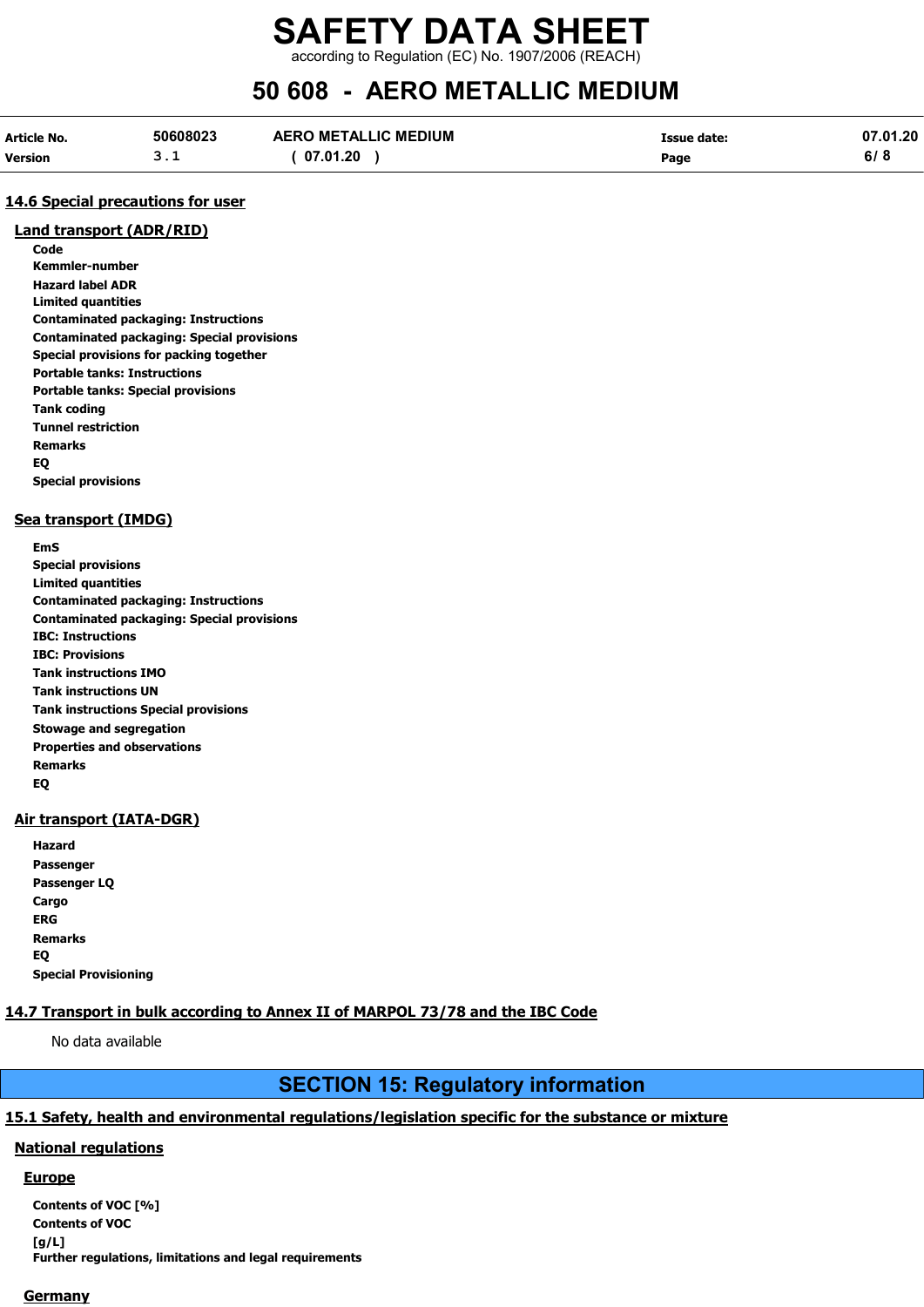### 14.6 Special precautions for user

#### Land transport (ADR/RID)

**Code**
**Kemmler-number**
**Hazard label ADR**
**Limited quantities**
**Contaminated packaging: Instructions**
**Contaminated packaging: Special provisions**
**Special provisions for packing together**
**Portable tanks: Instructions**
**Portable tanks: Special provisions**
**Tank coding**
**Tunnel restriction**
**Remarks**
**EQ**
**Special provisions**

#### Sea transport (IMDG)

**EmS**
**Special provisions**
**Limited quantities**
**Contaminated packaging: Instructions**
**Contaminated packaging: Special provisions**
**IBC: Instructions**
**IBC: Provisions**
**Tank instructions IMO**
**Tank instructions UN**
**Tank instructions Special provisions**
**Stowage and segregation**
**Properties and observations**
**Remarks**
**EQ**

#### Air transport (IATA-DGR)

**Hazard**
**Passenger**
**Passenger LQ**
**Cargo**
**ERG**
**Remarks**
**EQ**
**Special Provisioning**

### 14.7 Transport in bulk according to Annex II of MARPOL 73/78 and the IBC Code

No data available

## SECTION 15: Regulatory information

### 15.1 Safety, health and environmental regulations/legislation specific for the substance or mixture

#### National regulations

##### Europe

**Contents of VOC [%]**
**Contents of VOC [g/L]**
**Further regulations, limitations and legal requirements**

##### Germany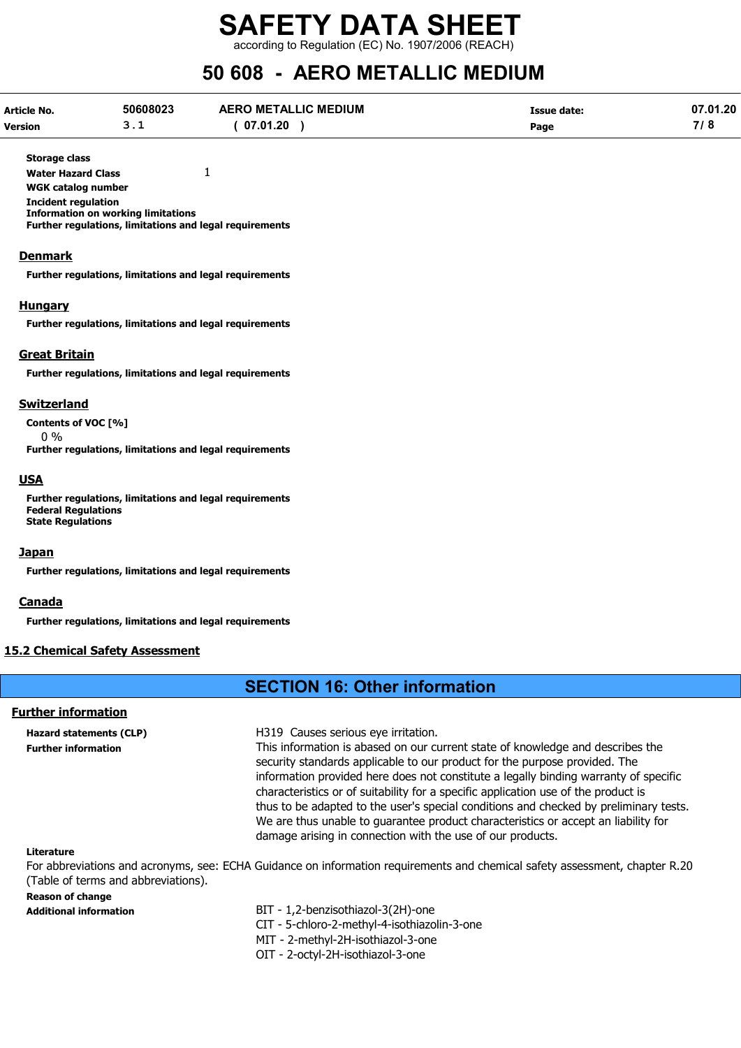**Storage class**

**Water Hazard Class** 1

**WGK catalog number**

**Incident regulation**

**Information on working limitations**

**Further regulations, limitations and legal requirements**

## Denmark

**Further regulations, limitations and legal requirements**

## Hungary

**Further regulations, limitations and legal requirements**

## Great Britain

**Further regulations, limitations and legal requirements**

## Switzerland

**Contents of VOC [%]**

0 %

**Further regulations, limitations and legal requirements**

## USA

**Further regulations, limitations and legal requirements**

**Federal Regulations**

**State Regulations**

## Japan

**Further regulations, limitations and legal requirements**

## Canada

**Further regulations, limitations and legal requirements**

## 15.2 Chemical Safety Assessment

# SECTION 16: Other information

## Further information

**Hazard statements (CLP)** H319 Causes serious eye irritation.

**Further information** This information is abased on our current state of knowledge and describes the security standards applicable to our product for the purpose provided. The information provided here does not constitute a legally binding warranty of specific characteristics or of suitability for a specific application use of the product is thus to be adapted to the user's special conditions and checked by preliminary tests. We are thus unable to guarantee product characteristics or accept an liability for damage arising in connection with the use of our products.

**Literature**

For abbreviations and acronyms, see: ECHA Guidance on information requirements and chemical safety assessment, chapter R.20 (Table of terms and abbreviations).

**Reason of change**

**Additional information**

BIT - 1,2-benzisothiazol-3(2H)-one
CIT - 5-chloro-2-methyl-4-isothiazolin-3-one
MIT - 2-methyl-2H-isothiazol-3-one
OIT - 2-octyl-2H-isothiazol-3-one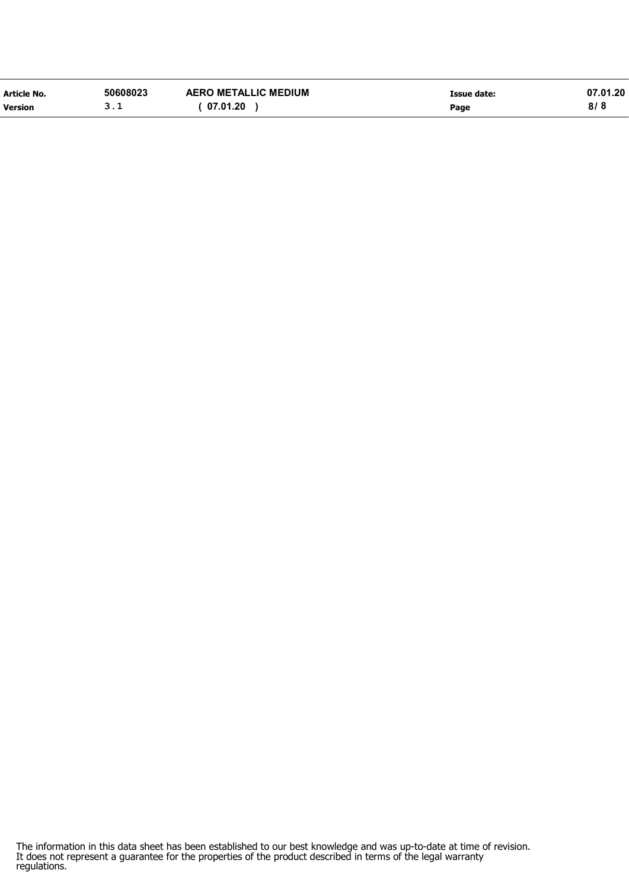The information in this data sheet has been established to our best knowledge and was up-to-date at time of revision. It does not represent a guarantee for the properties of the product described in terms of the legal warranty regulations.